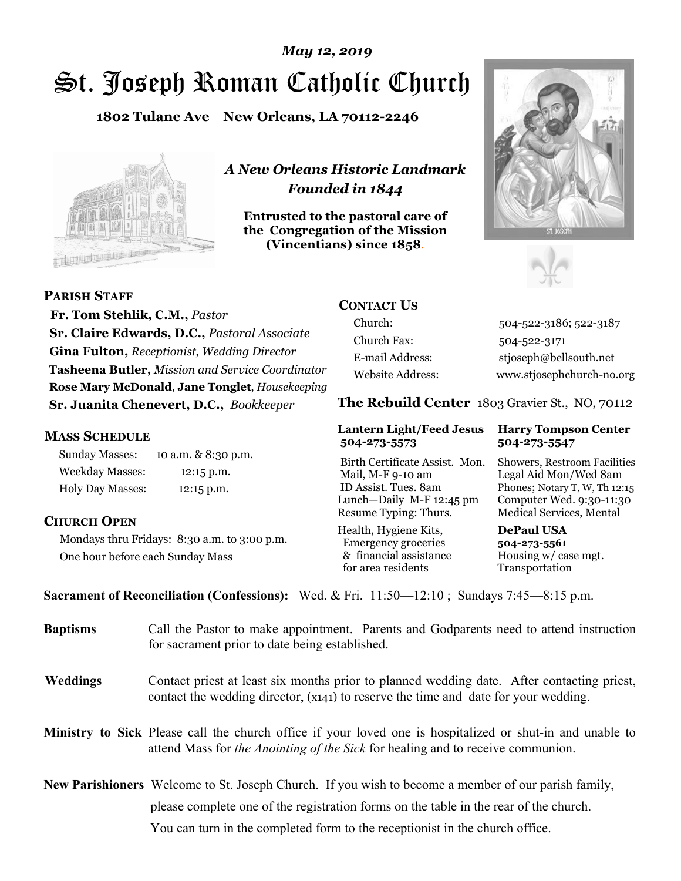*May 12, 2019*

# St. Joseph Roman Catholic Church

**1802 Tulane Ave New Orleans, LA 70112-2246**

*A New Orleans Historic Landmark*
*Founded in 1844*

**Entrusted to the pastoral care of the Congregation of the Mission (Vincentians) since 1858.**

## PARISH STAFF

**Fr. Tom Stehlik, C.M.,** *Pastor*
**Sr. Claire Edwards, D.C.,** *Pastoral Associate*
**Gina Fulton,** *Receptionist, Wedding Director*
**Tasheena Butler,** *Mission and Service Coordinator*
**Rose Mary McDonald**, **Jane Tonglet**, *Housekeeping*
**Sr. Juanita Chenevert, D.C.,** *Bookkeeper*

## MASS SCHEDULE

Sunday Masses: 10 a.m. & 8:30 p.m.
Weekday Masses: 12:15 p.m.
Holy Day Masses: 12:15 p.m.

## CHURCH OPEN

Mondays thru Fridays: 8:30 a.m. to 3:00 p.m.
One hour before each Sunday Mass

## CONTACT US

| | |
|---|---|
| Church: | 504-522-3186; 522-3187 |
| Church Fax: | 504-522-3171 |
| E-mail Address: | stjoseph@bellsouth.net |
| Website Address: | www.stjosephchurch-no.org |

## The Rebuild Center 1803 Gravier St., NO, 70112

**Lantern Light/Feed Jesus 504-273-5573**
Birth Certificate Assist. Mon.
Mail, M-F 9-10 am
ID Assist. Tues. 8am
Lunch—Daily M-F 12:45 pm
Resume Typing: Thurs.
Health, Hygiene Kits, Emergency groceries & financial assistance for area residents

**Harry Tompson Center 504-273-5547**
Showers, Restroom Facilities
Legal Aid Mon/Wed 8am
Phones; Notary T, W, Th 12:15
Computer Wed. 9:30-11:30
Medical Services, Mental

**DePaul USA 504-273-5561**
Housing w/ case mgt.
Transportation

**Sacrament of Reconciliation (Confessions):** Wed. & Fri. 11:50—12:10 ; Sundays 7:45—8:15 p.m.

**Baptisms** Call the Pastor to make appointment. Parents and Godparents need to attend instruction for sacrament prior to date being established.

**Weddings** Contact priest at least six months prior to planned wedding date. After contacting priest, contact the wedding director, (x141) to reserve the time and date for your wedding.

**Ministry to Sick** Please call the church office if your loved one is hospitalized or shut-in and unable to attend Mass for *the Anointing of the Sick* for healing and to receive communion.

**New Parishioners** Welcome to St. Joseph Church. If you wish to become a member of our parish family, please complete one of the registration forms on the table in the rear of the church. You can turn in the completed form to the receptionist in the church office.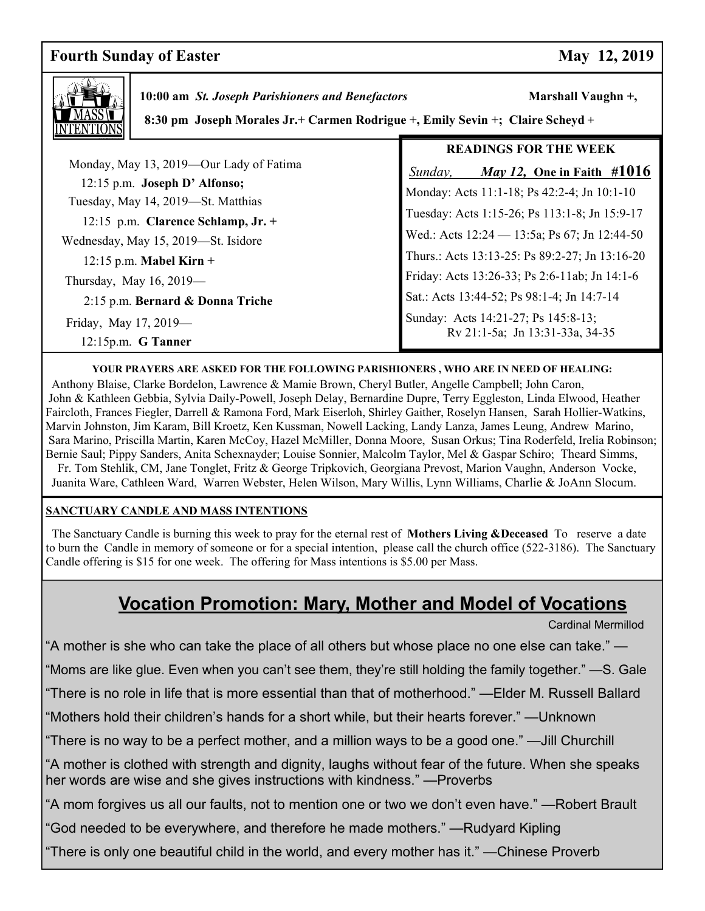**Fourth Sunday of Easter** **May 12, 2019**

## MASS INTENTIONS

**10:00 am** ***St. Joseph Parishioners and Benefactors*** **Marshall Vaughn +,**

**8:30 pm Joseph Morales Jr.+ Carmen Rodrigue +, Emily Sevin +; Claire Scheyd +**

Monday, May 13, 2019—Our Lady of Fatima

12:15 p.m. **Joseph D' Alfonso;**

Tuesday, May 14, 2019—St. Matthias

12:15 p.m. **Clarence Schlamp, Jr. +**

Wednesday, May 15, 2019—St. Isidore

12:15 p.m. **Mabel Kirn +**

Thursday, May 16, 2019—

2:15 p.m. **Bernard & Donna Triche**

Friday, May 17, 2019—

12:15p.m. **G Tanner**

### READINGS FOR THE WEEK

*Sunday,* ***May 12,*** **One in Faith #1016**

Monday: Acts 11:1-18; Ps 42:2-4; Jn 10:1-10

Tuesday: Acts 1:15-26; Ps 113:1-8; Jn 15:9-17

Wed.: Acts 12:24 — 13:5a; Ps 67; Jn 12:44-50

Thurs.: Acts 13:13-25: Ps 89:2-27; Jn 13:16-20

Friday: Acts 13:26-33; Ps 2:6-11ab; Jn 14:1-6

Sat.: Acts 13:44-52; Ps 98:1-4; Jn 14:7-14

Sunday: Acts 14:21-27; Ps 145:8-13; Rv 21:1-5a; Jn 13:31-33a, 34-35

**YOUR PRAYERS ARE ASKED FOR THE FOLLOWING PARISHIONERS , WHO ARE IN NEED OF HEALING:**

Anthony Blaise, Clarke Bordelon, Lawrence & Mamie Brown, Cheryl Butler, Angelle Campbell; John Caron, John & Kathleen Gebbia, Sylvia Daily-Powell, Joseph Delay, Bernardine Dupre, Terry Eggleston, Linda Elwood, Heather Faircloth, Frances Fiegler, Darrell & Ramona Ford, Mark Eiserloh, Shirley Gaither, Roselyn Hansen, Sarah Hollier-Watkins, Marvin Johnston, Jim Karam, Bill Kroetz, Ken Kussman, Nowell Lacking, Landy Lanza, James Leung, Andrew Marino, Sara Marino, Priscilla Martin, Karen McCoy, Hazel McMiller, Donna Moore, Susan Orkus; Tina Roderfeld, Irelia Robinson; Bernie Saul; Pippy Sanders, Anita Schexnayder; Louise Sonnier, Malcolm Taylor, Mel & Gaspar Schiro; Theard Simms, Fr. Tom Stehlik, CM, Jane Tonglet, Fritz & George Tripkovich, Georgiana Prevost, Marion Vaughn, Anderson Vocke, Juanita Ware, Cathleen Ward, Warren Webster, Helen Wilson, Mary Willis, Lynn Williams, Charlie & JoAnn Slocum.

**SANCTUARY CANDLE AND MASS INTENTIONS**

The Sanctuary Candle is burning this week to pray for the eternal rest of **Mothers Living &Deceased** To reserve a date to burn the Candle in memory of someone or for a special intention, please call the church office (522-3186). The Sanctuary Candle offering is $15 for one week. The offering for Mass intentions is $5.00 per Mass.

## Vocation Promotion: Mary, Mother and Model of Vocations

Cardinal Mermillod

"A mother is she who can take the place of all others but whose place no one else can take." —

"Moms are like glue. Even when you can't see them, they're still holding the family together." —S. Gale

"There is no role in life that is more essential than that of motherhood." —Elder M. Russell Ballard

"Mothers hold their children's hands for a short while, but their hearts forever." —Unknown

"There is no way to be a perfect mother, and a million ways to be a good one." —Jill Churchill

"A mother is clothed with strength and dignity, laughs without fear of the future. When she speaks her words are wise and she gives instructions with kindness." —Proverbs

"A mom forgives us all our faults, not to mention one or two we don't even have." —Robert Brault

"God needed to be everywhere, and therefore he made mothers." —Rudyard Kipling

"There is only one beautiful child in the world, and every mother has it." —Chinese Proverb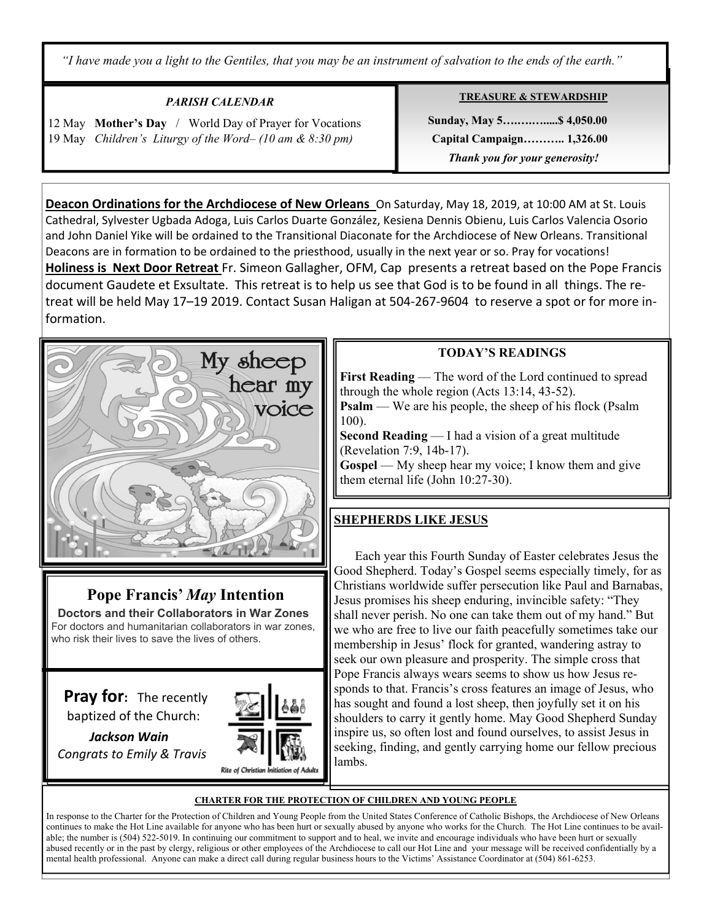*"I have made you a light to the Gentiles, that you may be an instrument of salvation to the ends of the earth."*

### *PARISH CALENDAR*

12 May **Mother's Day** / World Day of Prayer for Vocations
19 May *Children's Liturgy of the Word– (10 am & 8:30 pm)*

### TREASURE & STEWARDSHIP

**Sunday, May 5….……....$ 4,050.00**
**Capital Campaign……….. 1,326.00**
***Thank you for your generosity!***

**Deacon Ordinations for the Archdiocese of New Orleans** On Saturday, May 18, 2019, at 10:00 AM at St. Louis Cathedral, Sylvester Ugbada Adoga, Luis Carlos Duarte González, Kesiena Dennis Obienu, Luis Carlos Valencia Osorio and John Daniel Yike will be ordained to the Transitional Diaconate for the Archdiocese of New Orleans. Transitional Deacons are in formation to be ordained to the priesthood, usually in the next year or so. Pray for vocations!

**Holiness is Next Door Retreat** Fr. Simeon Gallagher, OFM, Cap presents a retreat based on the Pope Francis document Gaudete et Exsultate. This retreat is to help us see that God is to be found in all things. The retreat will be held May 17–19 2019. Contact Susan Haligan at 504-267-9604 to reserve a spot or for more information.

My sheep hear my voice

## Pope Francis' *May* Intention

**Doctors and their Collaborators in War Zones**
For doctors and humanitarian collaborators in war zones, who risk their lives to save the lives of others.

**Pray for**: The recently baptized of the Church:
***Jackson Wain***
*Congrats to Emily & Travis*

Rite of Christian Initiation of Adults

### TODAY'S READINGS

**First Reading** — The word of the Lord continued to spread through the whole region (Acts 13:14, 43-52).
**Psalm** — We are his people, the sheep of his flock (Psalm 100).
**Second Reading** — I had a vision of a great multitude (Revelation 7:9, 14b-17).
**Gospel** — My sheep hear my voice; I know them and give them eternal life (John 10:27-30).

### SHEPHERDS LIKE JESUS

Each year this Fourth Sunday of Easter celebrates Jesus the Good Shepherd. Today's Gospel seems especially timely, for as Christians worldwide suffer persecution like Paul and Barnabas, Jesus promises his sheep enduring, invincible safety: "They shall never perish. No one can take them out of my hand." But we who are free to live our faith peacefully sometimes take our membership in Jesus' flock for granted, wandering astray to seek our own pleasure and prosperity. The simple cross that Pope Francis always wears seems to show us how Jesus responds to that. Francis's cross features an image of Jesus, who has sought and found a lost sheep, then joyfully set it on his shoulders to carry it gently home. May Good Shepherd Sunday inspire us, so often lost and found ourselves, to assist Jesus in seeking, finding, and gently carrying home our fellow precious lambs.

### CHARTER FOR THE PROTECTION OF CHILDREN AND YOUNG PEOPLE

In response to the Charter for the Protection of Children and Young People from the United States Conference of Catholic Bishops, the Archdiocese of New Orleans continues to make the Hot Line available for anyone who has been hurt or sexually abused by anyone who works for the Church. The Hot Line continues to be available; the number is (504) 522-5019. In continuing our commitment to support and to heal, we invite and encourage individuals who have been hurt or sexually abused recently or in the past by clergy, religious or other employees of the Archdiocese to call our Hot Line and your message will be received confidentially by a mental health professional. Anyone can make a direct call during regular business hours to the Victims' Assistance Coordinator at (504) 861-6253.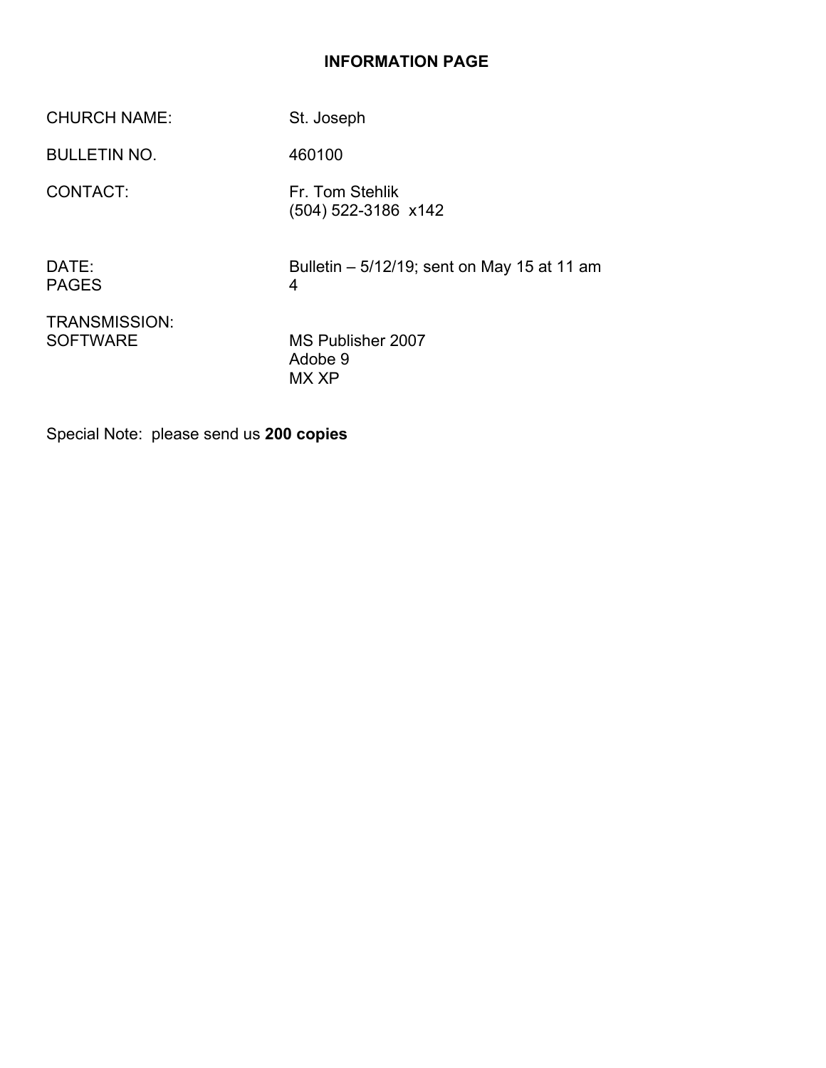# INFORMATION PAGE

| | |
|---|---|
| CHURCH NAME: | St. Joseph |
| BULLETIN NO. | 460100 |
| CONTACT: | Fr. Tom Stehlik<br>(504) 522-3186 x142 |
| DATE:<br>PAGES | Bulletin – 5/12/19; sent on May 15 at 11 am<br>4 |
| TRANSMISSION:<br>SOFTWARE | MS Publisher 2007<br>Adobe 9<br>MX XP |

Special Note: please send us **200 copies**